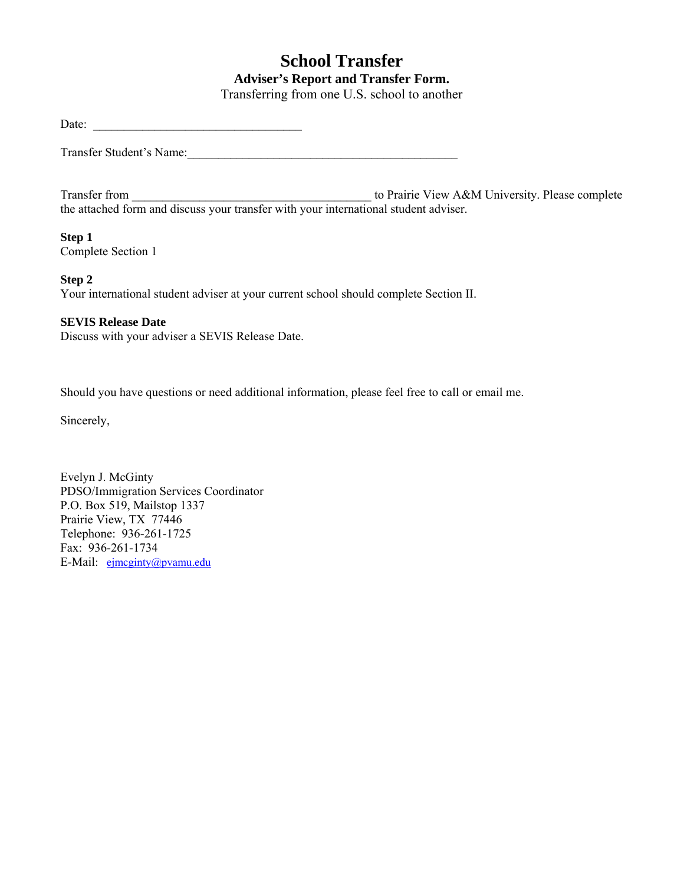# School Transfer

**Adviser's Report and Transfer Form.**

Transferring from one U.S. school to another

Date: ________________________________

Transfer Student's Name:__________________________________________

Transfer from _____________________________________ to Prairie View A&M University. Please complete the attached form and discuss your transfer with your international student adviser.

**Step 1**
Complete Section 1

**Step 2**
Your international student adviser at your current school should complete Section II.

**SEVIS Release Date**
Discuss with your adviser a SEVIS Release Date.

Should you have questions or need additional information, please feel free to call or email me.

Sincerely,

Evelyn J. McGinty
PDSO/Immigration Services Coordinator
P.O. Box 519, Mailstop 1337
Prairie View, TX 77446
Telephone: 936-261-1725
Fax: 936-261-1734
E-Mail: ejmcginty@pvamu.edu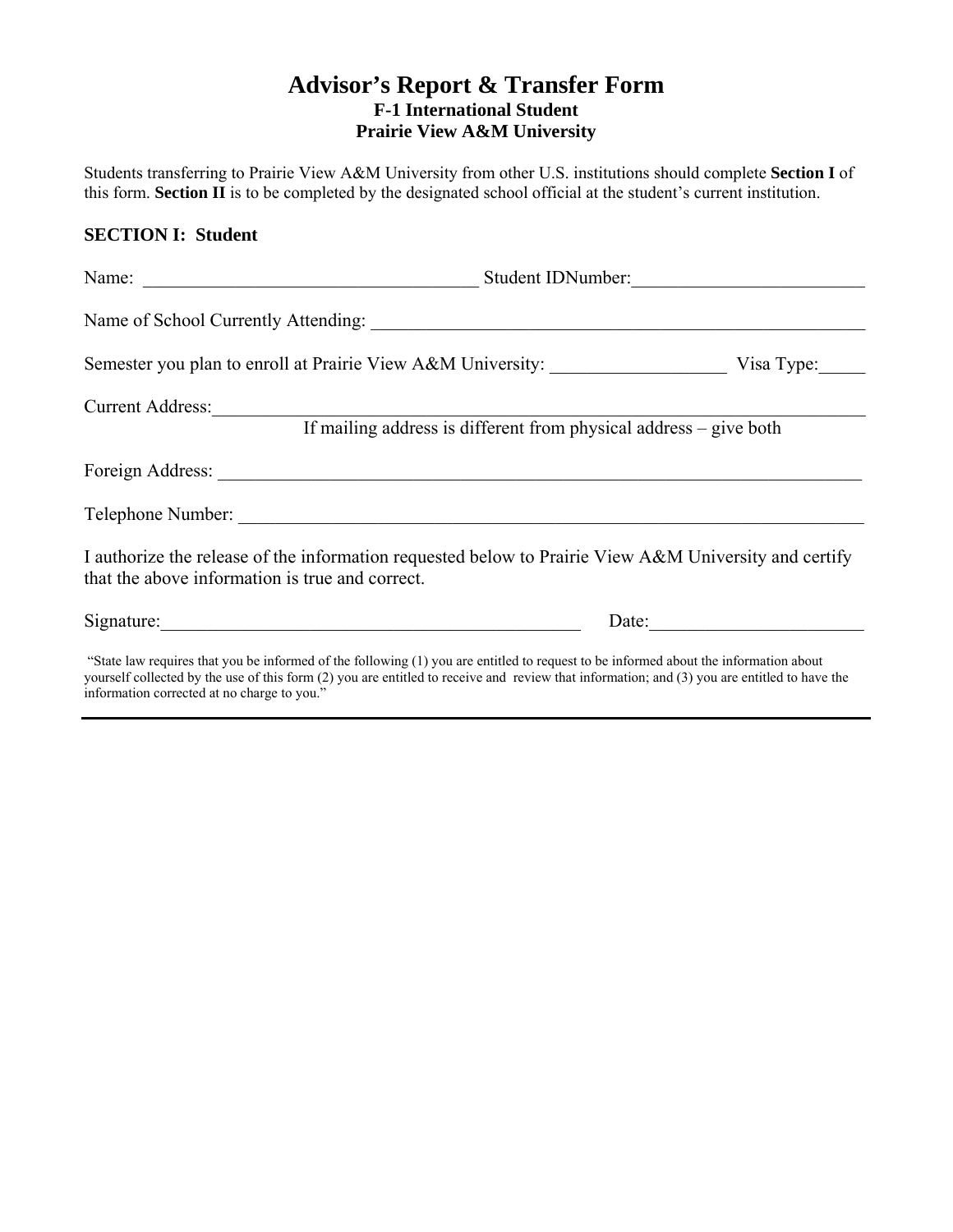# Advisor's Report & Transfer Form

**F-1 International Student**

**Prairie View A&M University**

Students transferring to Prairie View A&M University from other U.S. institutions should complete **Section I** of this form. **Section II** is to be completed by the designated school official at the student's current institution.

## SECTION I: Student

Name: ____________________________________ Student IDNumber:_________________________

Name of School Currently Attending: _______________________________________________________

Semester you plan to enroll at Prairie View A&M University: ___________________ Visa Type:_____

Current Address:_________________________________________________________________________

If mailing address is different from physical address – give both

Foreign Address: _________________________________________________________________________

Telephone Number: _______________________________________________________________________

I authorize the release of the information requested below to Prairie View A&M University and certify that the above information is true and correct.

Signature:______________________________________________ Date:_______________________

"State law requires that you be informed of the following (1) you are entitled to request to be informed about the information about yourself collected by the use of this form (2) you are entitled to receive and review that information; and (3) you are entitled to have the information corrected at no charge to you."

---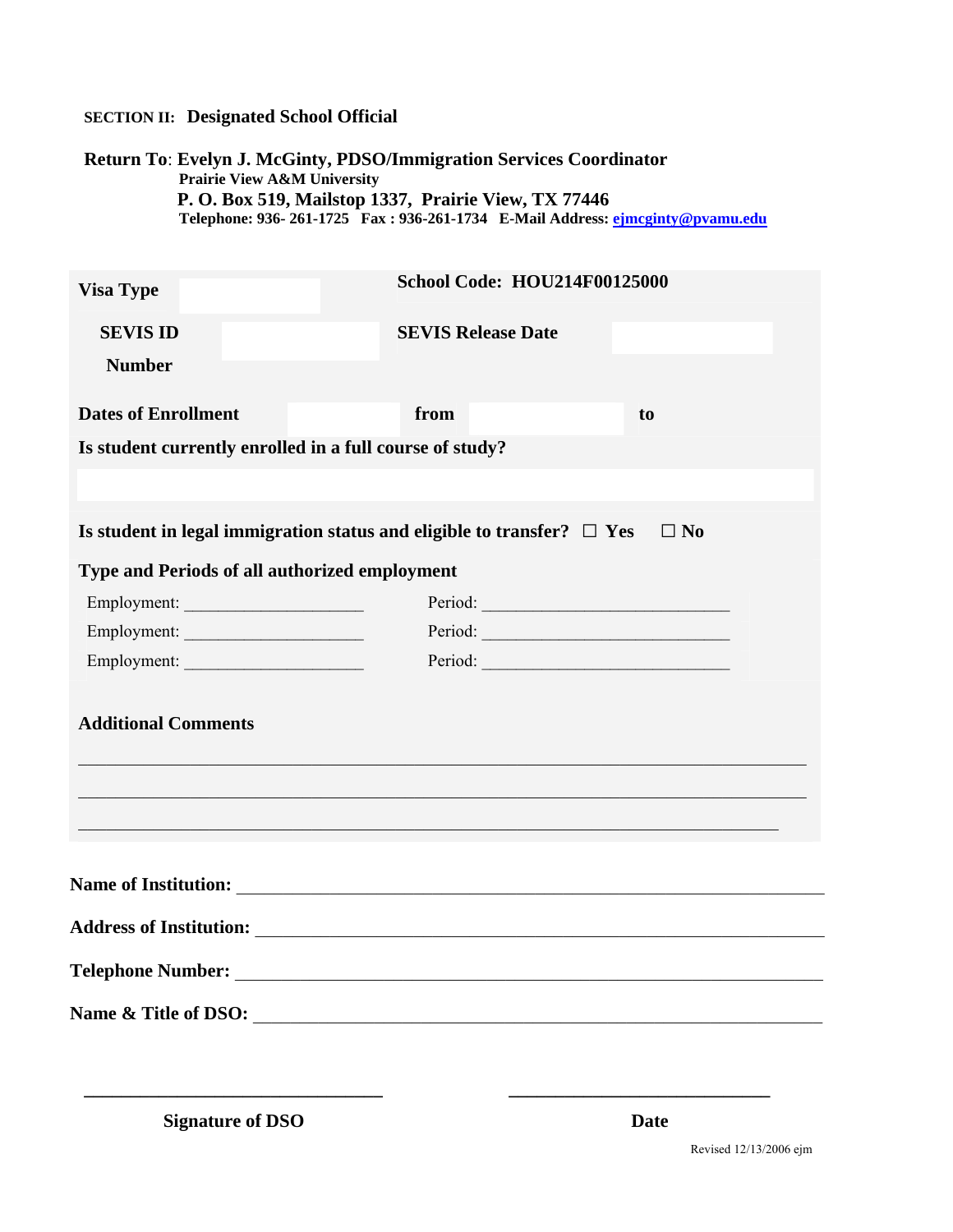**SECTION II: Designated School Official**

**Return To**: **Evelyn J. McGinty, PDSO/Immigration Services Coordinator**
**Prairie View A&M University**
**P. O. Box 519, Mailstop 1337, Prairie View, TX 77446**
**Telephone: 936- 261-1725 Fax : 936-261-1734 E-Mail Address: ejmcginty@pvamu.edu**

| | | | |
|---|---|---|---|
| **Visa Type** | | **School Code: HOU214F00125000** | |
| **SEVIS ID Number** | | **SEVIS Release Date** | |
| **Dates of Enrollment** | | **from** | **to** |

**Is student currently enrolled in a full course of study?**

**Is student in legal immigration status and eligible to transfer?** ☐ **Yes** ☐ **No**

**Type and Periods of all authorized employment**

Employment: ____________________ Period: ____________________________

Employment: ____________________ Period: ____________________________

Employment: ____________________ Period: ____________________________

**Additional Comments**

_______________________________________________________________________________

_______________________________________________________________________________

_______________________________________________________________________________

**Name of Institution:** _______________________________________________________

**Address of Institution:** ____________________________________________________

**Telephone Number:** ________________________________________________________

**Name & Title of DSO:** _____________________________________________________

_________________________________ _____________________________

**Signature of DSO** **Date**

Revised 12/13/2006 ejm